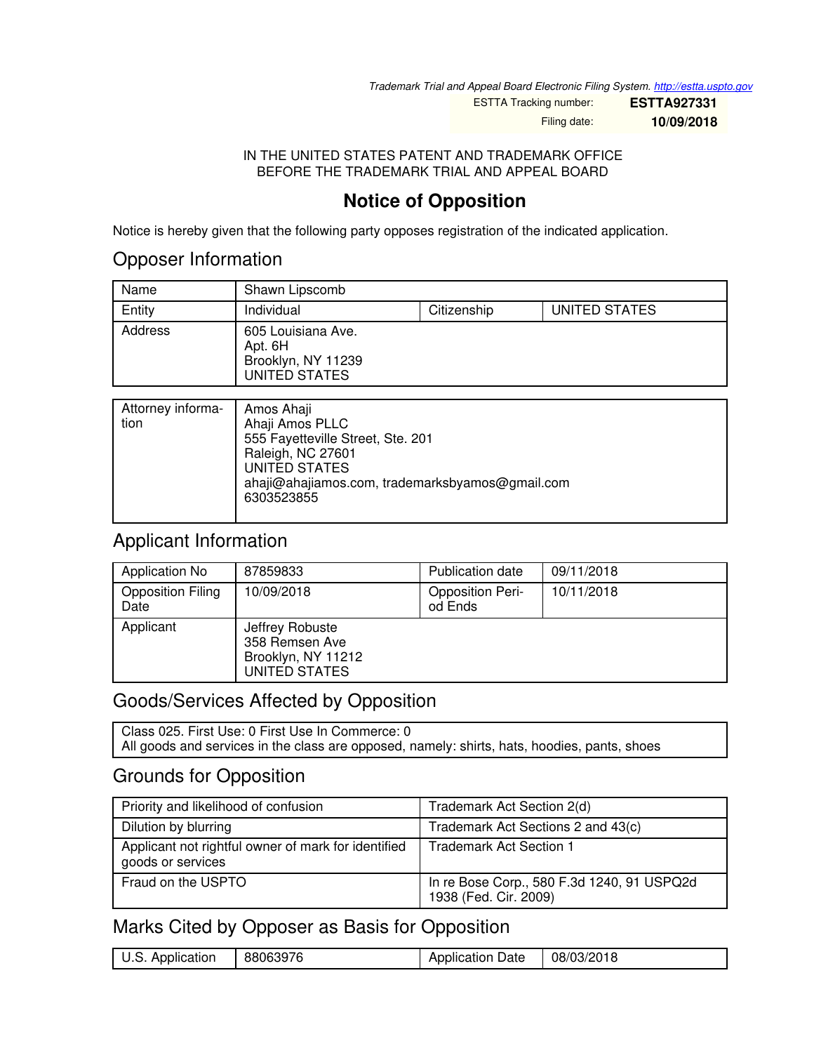Trademark Trial and Appeal Board Electronic Filing System. http://estta.uspto.gov

ESTTA Tracking number: **ESTTA927331**

Filing date: **10/09/2018**

IN THE UNITED STATES PATENT AND TRADEMARK OFFICE
BEFORE THE TRADEMARK TRIAL AND APPEAL BOARD

# Notice of Opposition

Notice is hereby given that the following party opposes registration of the indicated application.

## Opposer Information

| Name | Shawn Lipscomb | | |
|---|---|---|---|
| Entity | Individual | Citizenship | UNITED STATES |
| Address | 605 Louisiana Ave.<br>Apt. 6H<br>Brooklyn, NY 11239<br>UNITED STATES | | |

| Attorney information | Amos Ahaji<br>Ahaji Amos PLLC<br>555 Fayetteville Street, Ste. 201<br>Raleigh, NC 27601<br>UNITED STATES<br>ahaji@ahajiamos.com, trademarksbyamos@gmail.com<br>6303523855 |
|---|---|

## Applicant Information

| Application No | 87859833 | Publication date | 09/11/2018 |
|---|---|---|---|
| Opposition Filing Date | 10/09/2018 | Opposition Period Ends | 10/11/2018 |
| Applicant | Jeffrey Robuste<br>358 Remsen Ave<br>Brooklyn, NY 11212<br>UNITED STATES | | |

## Goods/Services Affected by Opposition

Class 025. First Use: 0 First Use In Commerce: 0
All goods and services in the class are opposed, namely: shirts, hats, hoodies, pants, shoes

## Grounds for Opposition

| Priority and likelihood of confusion | Trademark Act Section 2(d) |
|---|---|
| Dilution by blurring | Trademark Act Sections 2 and 43(c) |
| Applicant not rightful owner of mark for identified goods or services | Trademark Act Section 1 |
| Fraud on the USPTO | In re Bose Corp., 580 F.3d 1240, 91 USPQ2d 1938 (Fed. Cir. 2009) |

## Marks Cited by Opposer as Basis for Opposition

| U.S. Application | 88063976 | Application Date | 08/03/2018 |
|---|---|---|---|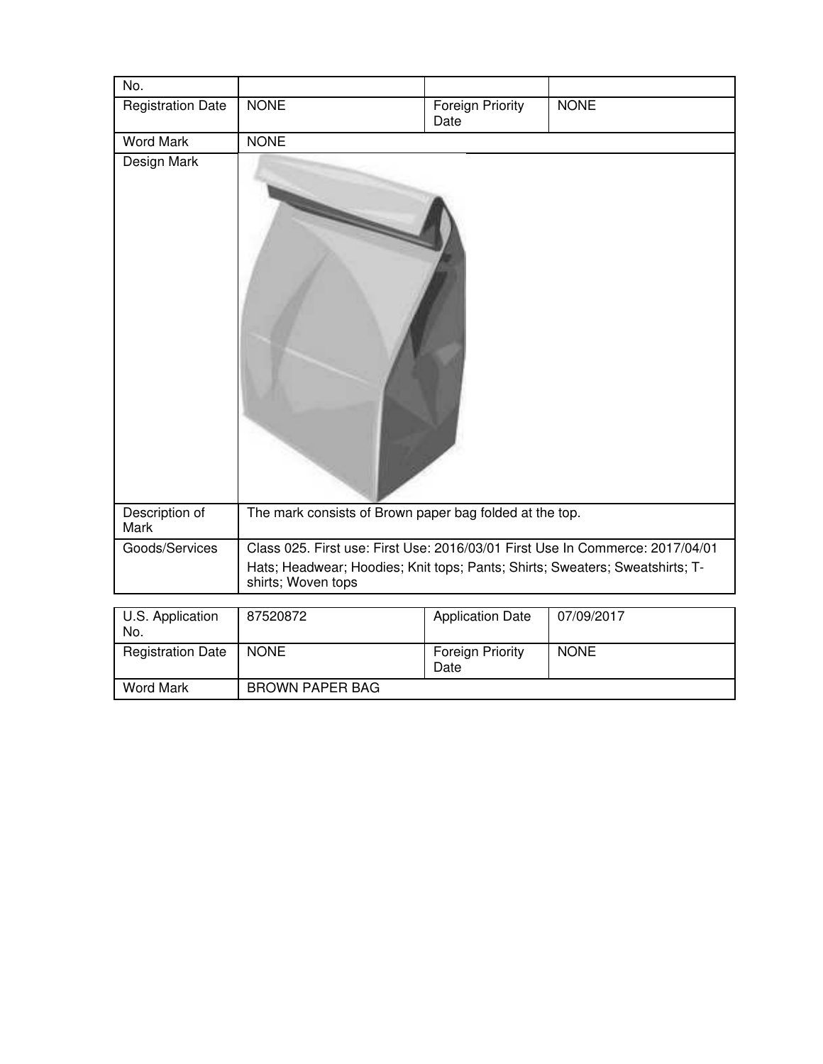| No. | | | |
|---|---|---|---|
| Registration Date | NONE | Foreign Priority Date | NONE |
| Word Mark | NONE | | |
| Design Mark | | | |
| Description of Mark | The mark consists of Brown paper bag folded at the top. | | |
| Goods/Services | Class 025. First use: First Use: 2016/03/01 First Use In Commerce: 2017/04/01<br>Hats; Headwear; Hoodies; Knit tops; Pants; Shirts; Sweaters; Sweatshirts; T-shirts; Woven tops | | |

| U.S. Application No. | 87520872 | Application Date | 07/09/2017 |
|---|---|---|---|
| Registration Date | NONE | Foreign Priority Date | NONE |
| Word Mark | BROWN PAPER BAG | | |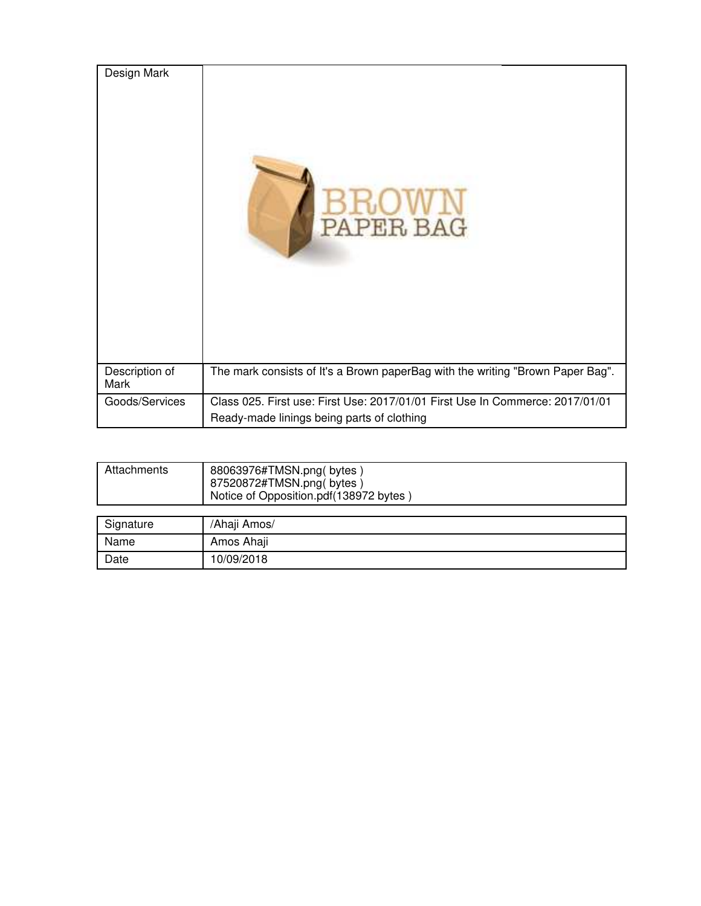| Design Mark | BROWN PAPER BAG |
| --- | --- |
| Description of Mark | The mark consists of It's a Brown paperBag with the writing "Brown Paper Bag". |
| Goods/Services | Class 025. First use: First Use: 2017/01/01 First Use In Commerce: 2017/01/01<br>Ready-made linings being parts of clothing |

| Attachments | 88063976#TMSN.png( bytes )<br>87520872#TMSN.png( bytes )<br>Notice of Opposition.pdf(138972 bytes ) |
| --- | --- |

| Signature | /Ahaji Amos/ |
| --- | --- |
| Name | Amos Ahaji |
| Date | 10/09/2018 |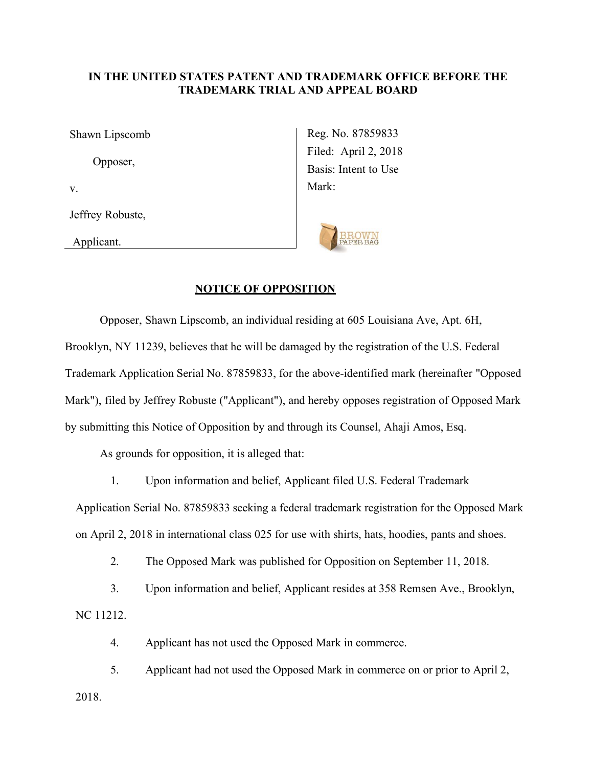**IN THE UNITED STATES PATENT AND TRADEMARK OFFICE BEFORE THE TRADEMARK TRIAL AND APPEAL BOARD**

| | |
|---|---|
| Shawn Lipscomb | Reg. No. 87859833 |
| Opposer, | Filed: April 2, 2018 |
| v. | Basis: Intent to Use |
| Jeffrey Robuste, | Mark: |
| Applicant. | BROWN PAPER BAG |

## NOTICE OF OPPOSITION

Opposer, Shawn Lipscomb, an individual residing at 605 Louisiana Ave, Apt. 6H, Brooklyn, NY 11239, believes that he will be damaged by the registration of the U.S. Federal Trademark Application Serial No. 87859833, for the above-identified mark (hereinafter "Opposed Mark"), filed by Jeffrey Robuste ("Applicant"), and hereby opposes registration of Opposed Mark by submitting this Notice of Opposition by and through its Counsel, Ahaji Amos, Esq.

As grounds for opposition, it is alleged that:

1. Upon information and belief, Applicant filed U.S. Federal Trademark Application Serial No. 87859833 seeking a federal trademark registration for the Opposed Mark on April 2, 2018 in international class 025 for use with shirts, hats, hoodies, pants and shoes.

2. The Opposed Mark was published for Opposition on September 11, 2018.

3. Upon information and belief, Applicant resides at 358 Remsen Ave., Brooklyn, NC 11212.

4. Applicant has not used the Opposed Mark in commerce.

5. Applicant had not used the Opposed Mark in commerce on or prior to April 2, 2018.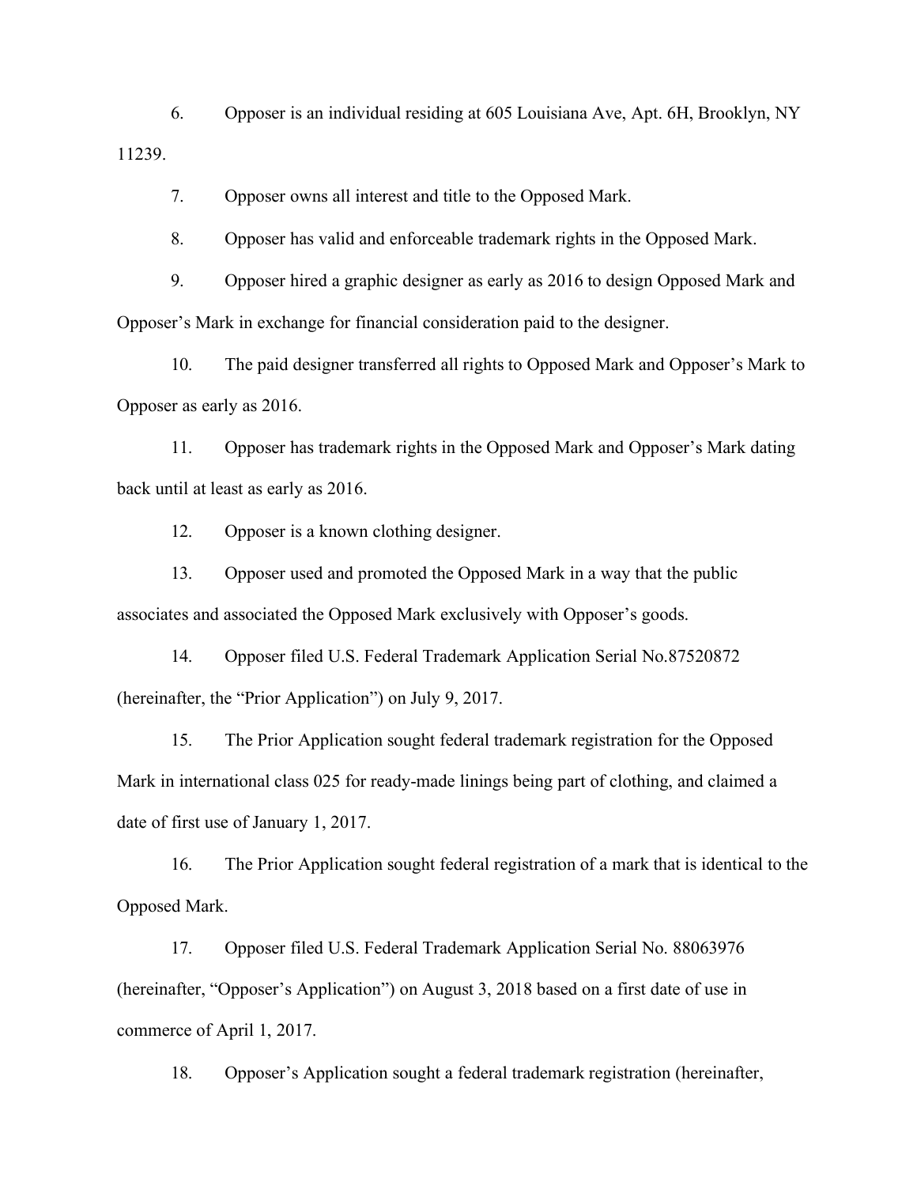6. Opposer is an individual residing at 605 Louisiana Ave, Apt. 6H, Brooklyn, NY 11239.

7. Opposer owns all interest and title to the Opposed Mark.

8. Opposer has valid and enforceable trademark rights in the Opposed Mark.

9. Opposer hired a graphic designer as early as 2016 to design Opposed Mark and Opposer's Mark in exchange for financial consideration paid to the designer.

10. The paid designer transferred all rights to Opposed Mark and Opposer's Mark to Opposer as early as 2016.

11. Opposer has trademark rights in the Opposed Mark and Opposer's Mark dating back until at least as early as 2016.

12. Opposer is a known clothing designer.

13. Opposer used and promoted the Opposed Mark in a way that the public associates and associated the Opposed Mark exclusively with Opposer's goods.

14. Opposer filed U.S. Federal Trademark Application Serial No.87520872 (hereinafter, the "Prior Application") on July 9, 2017.

15. The Prior Application sought federal trademark registration for the Opposed Mark in international class 025 for ready-made linings being part of clothing, and claimed a date of first use of January 1, 2017.

16. The Prior Application sought federal registration of a mark that is identical to the Opposed Mark.

17. Opposer filed U.S. Federal Trademark Application Serial No. 88063976 (hereinafter, "Opposer's Application") on August 3, 2018 based on a first date of use in commerce of April 1, 2017.

18. Opposer's Application sought a federal trademark registration (hereinafter,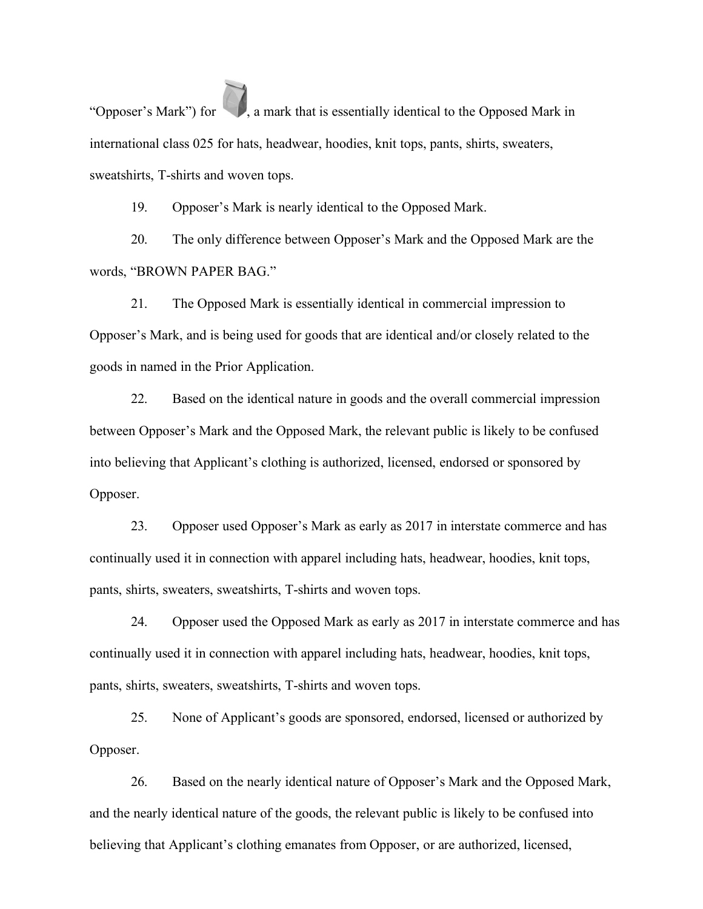"Opposer's Mark") for , a mark that is essentially identical to the Opposed Mark in international class 025 for hats, headwear, hoodies, knit tops, pants, shirts, sweaters, sweatshirts, T-shirts and woven tops.

19. Opposer's Mark is nearly identical to the Opposed Mark.

20. The only difference between Opposer's Mark and the Opposed Mark are the words, "BROWN PAPER BAG."

21. The Opposed Mark is essentially identical in commercial impression to Opposer's Mark, and is being used for goods that are identical and/or closely related to the goods in named in the Prior Application.

22. Based on the identical nature in goods and the overall commercial impression between Opposer's Mark and the Opposed Mark, the relevant public is likely to be confused into believing that Applicant's clothing is authorized, licensed, endorsed or sponsored by Opposer.

23. Opposer used Opposer's Mark as early as 2017 in interstate commerce and has continually used it in connection with apparel including hats, headwear, hoodies, knit tops, pants, shirts, sweaters, sweatshirts, T-shirts and woven tops.

24. Opposer used the Opposed Mark as early as 2017 in interstate commerce and has continually used it in connection with apparel including hats, headwear, hoodies, knit tops, pants, shirts, sweaters, sweatshirts, T-shirts and woven tops.

25. None of Applicant's goods are sponsored, endorsed, licensed or authorized by Opposer.

26. Based on the nearly identical nature of Opposer's Mark and the Opposed Mark, and the nearly identical nature of the goods, the relevant public is likely to be confused into believing that Applicant's clothing emanates from Opposer, or are authorized, licensed,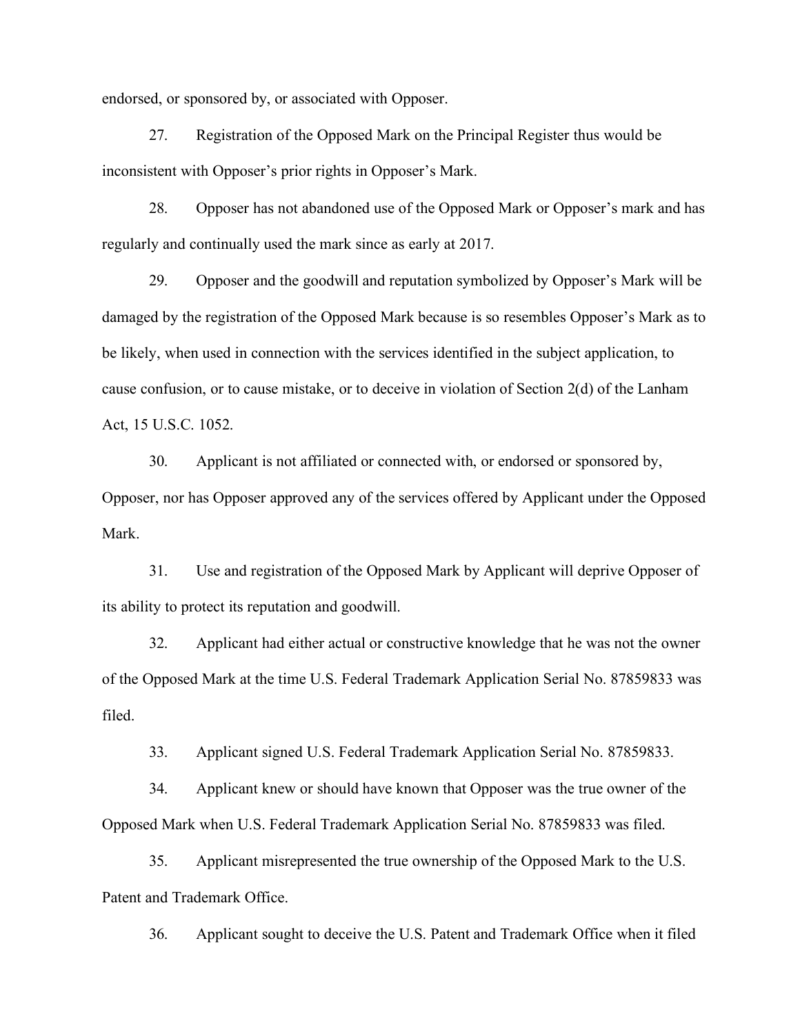endorsed, or sponsored by, or associated with Opposer.

27. Registration of the Opposed Mark on the Principal Register thus would be inconsistent with Opposer's prior rights in Opposer's Mark.

28. Opposer has not abandoned use of the Opposed Mark or Opposer's mark and has regularly and continually used the mark since as early at 2017.

29. Opposer and the goodwill and reputation symbolized by Opposer's Mark will be damaged by the registration of the Opposed Mark because is so resembles Opposer's Mark as to be likely, when used in connection with the services identified in the subject application, to cause confusion, or to cause mistake, or to deceive in violation of Section 2(d) of the Lanham Act, 15 U.S.C. 1052.

30. Applicant is not affiliated or connected with, or endorsed or sponsored by, Opposer, nor has Opposer approved any of the services offered by Applicant under the Opposed Mark.

31. Use and registration of the Opposed Mark by Applicant will deprive Opposer of its ability to protect its reputation and goodwill.

32. Applicant had either actual or constructive knowledge that he was not the owner of the Opposed Mark at the time U.S. Federal Trademark Application Serial No. 87859833 was filed.

33. Applicant signed U.S. Federal Trademark Application Serial No. 87859833.

34. Applicant knew or should have known that Opposer was the true owner of the Opposed Mark when U.S. Federal Trademark Application Serial No. 87859833 was filed.

35. Applicant misrepresented the true ownership of the Opposed Mark to the U.S. Patent and Trademark Office.

36. Applicant sought to deceive the U.S. Patent and Trademark Office when it filed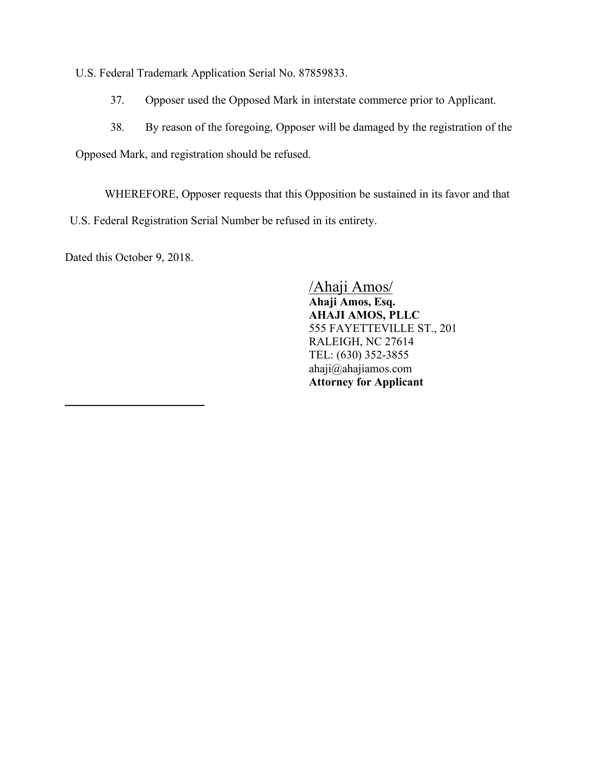U.S. Federal Trademark Application Serial No. 87859833.

37. Opposer used the Opposed Mark in interstate commerce prior to Applicant.

38. By reason of the foregoing, Opposer will be damaged by the registration of the Opposed Mark, and registration should be refused.

WHEREFORE, Opposer requests that this Opposition be sustained in its favor and that U.S. Federal Registration Serial Number be refused in its entirety.

Dated this October 9, 2018.

/Ahaji Amos/
**Ahaji Amos, Esq.**
**AHAJI AMOS, PLLC**
555 FAYETTEVILLE ST., 201
RALEIGH, NC 27614
TEL: (630) 352-3855
ahaji@ahajiamos.com
**Attorney for Applicant**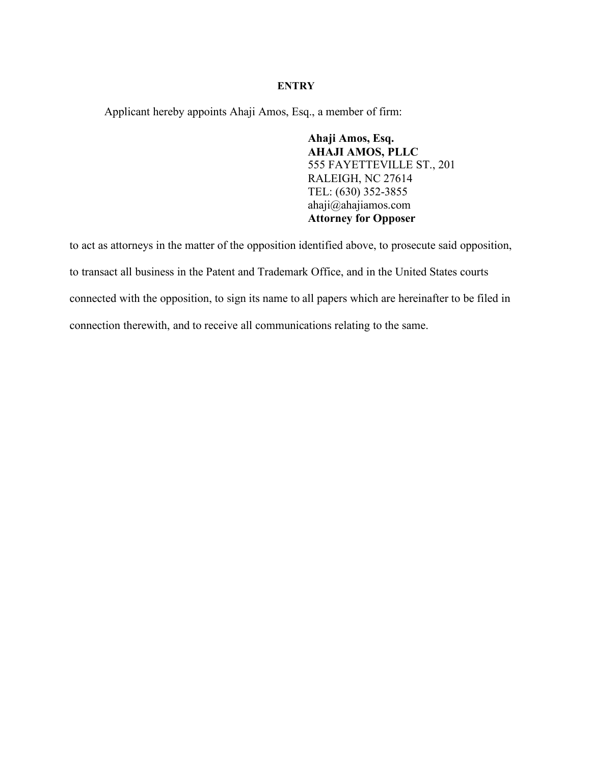**ENTRY**

Applicant hereby appoints Ahaji Amos, Esq., a member of firm:

> **Ahaji Amos, Esq.**
> **AHAJI AMOS, PLLC**
> 555 FAYETTEVILLE ST., 201
> RALEIGH, NC 27614
> TEL: (630) 352-3855
> ahaji@ahajiamos.com
> **Attorney for Opposer**

to act as attorneys in the matter of the opposition identified above, to prosecute said opposition, to transact all business in the Patent and Trademark Office, and in the United States courts connected with the opposition, to sign its name to all papers which are hereinafter to be filed in connection therewith, and to receive all communications relating to the same.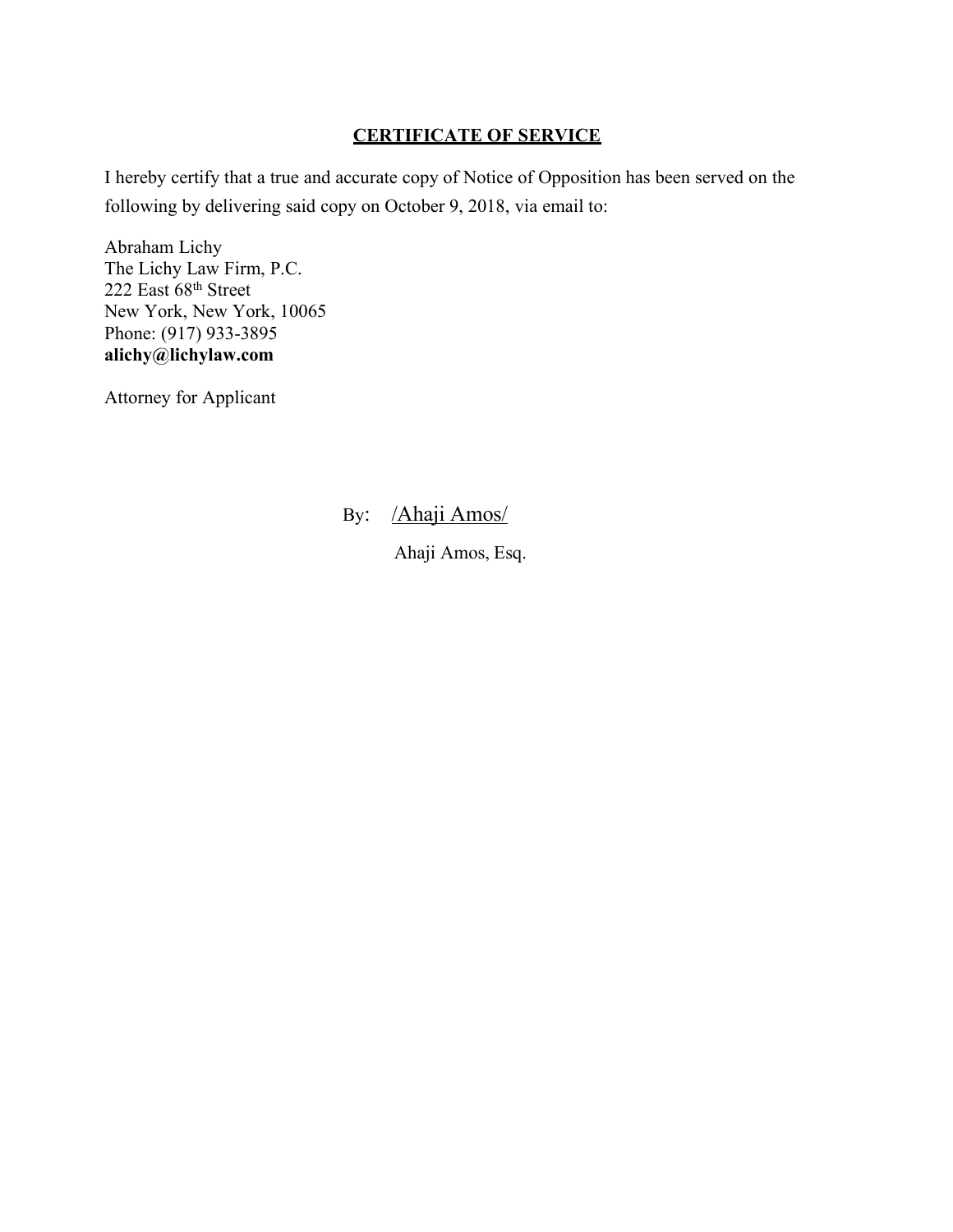# CERTIFICATE OF SERVICE

I hereby certify that a true and accurate copy of Notice of Opposition has been served on the following by delivering said copy on October 9, 2018, via email to:

Abraham Lichy
The Lichy Law Firm, P.C.
222 East 68th Street
New York, New York, 10065
Phone: (917) 933-3895
**alichy@lichylaw.com**

Attorney for Applicant

By: /Ahaji Amos/

Ahaji Amos, Esq.